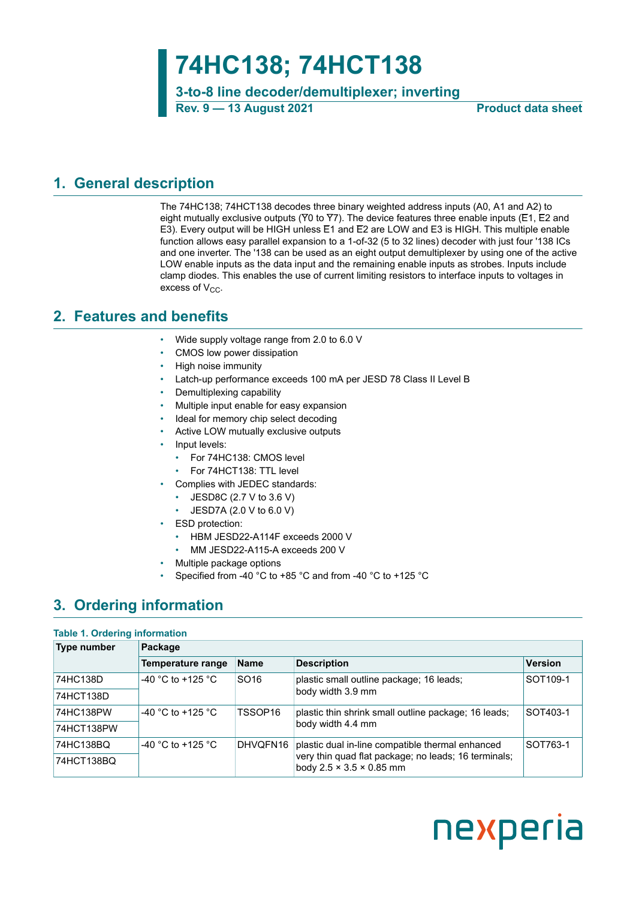# 74HC138; 74HCT138

**3-to-8 line decoder/demultiplexer; inverting**

**Rev. 9 — 13 August 2021** **Product data sheet**

## 1. General description

The 74HC138; 74HCT138 decodes three binary weighted address inputs (A0, A1 and A2) to eight mutually exclusive outputs ($\overline{Y}0$ to $\overline{Y}7$). The device features three enable inputs ($\overline{E}1$, $\overline{E}2$ and E3). Every output will be HIGH unless $\overline{E}1$ and $\overline{E}2$ are LOW and E3 is HIGH. This multiple enable function allows easy parallel expansion to a 1-of-32 (5 to 32 lines) decoder with just four '138 ICs and one inverter. The '138 can be used as an eight output demultiplexer by using one of the active LOW enable inputs as the data input and the remaining enable inputs as strobes. Inputs include clamp diodes. This enables the use of current limiting resistors to interface inputs to voltages in excess of $V_{CC}$.

## 2. Features and benefits

- Wide supply voltage range from 2.0 to 6.0 V
- CMOS low power dissipation
- High noise immunity
- Latch-up performance exceeds 100 mA per JESD 78 Class II Level B
- Demultiplexing capability
- Multiple input enable for easy expansion
- Ideal for memory chip select decoding
- Active LOW mutually exclusive outputs
- Input levels:
  - For 74HC138: CMOS level
  - For 74HCT138: TTL level
- Complies with JEDEC standards:
  - JESD8C (2.7 V to 3.6 V)
  - JESD7A (2.0 V to 6.0 V)
- ESD protection:
  - HBM JESD22-A114F exceeds 2000 V
  - MM JESD22-A115-A exceeds 200 V
- Multiple package options
- Specified from -40 °C to +85 °C and from -40 °C to +125 °C

## 3. Ordering information

**Table 1. Ordering information**

| Type number | Package | | | |
|---|---|---|---|---|
| | Temperature range | Name | Description | Version |
| 74HC138D | -40 °C to +125 °C | SO16 | plastic small outline package; 16 leads; body width 3.9 mm | SOT109-1 |
| 74HCT138D | | | | |
| 74HC138PW | -40 °C to +125 °C | TSSOP16 | plastic thin shrink small outline package; 16 leads; body width 4.4 mm | SOT403-1 |
| 74HCT138PW | | | | |
| 74HC138BQ | -40 °C to +125 °C | DHVQFN16 | plastic dual in-line compatible thermal enhanced very thin quad flat package; no leads; 16 terminals; body 2.5 × 3.5 × 0.85 mm | SOT763-1 |
| 74HCT138BQ | | | | |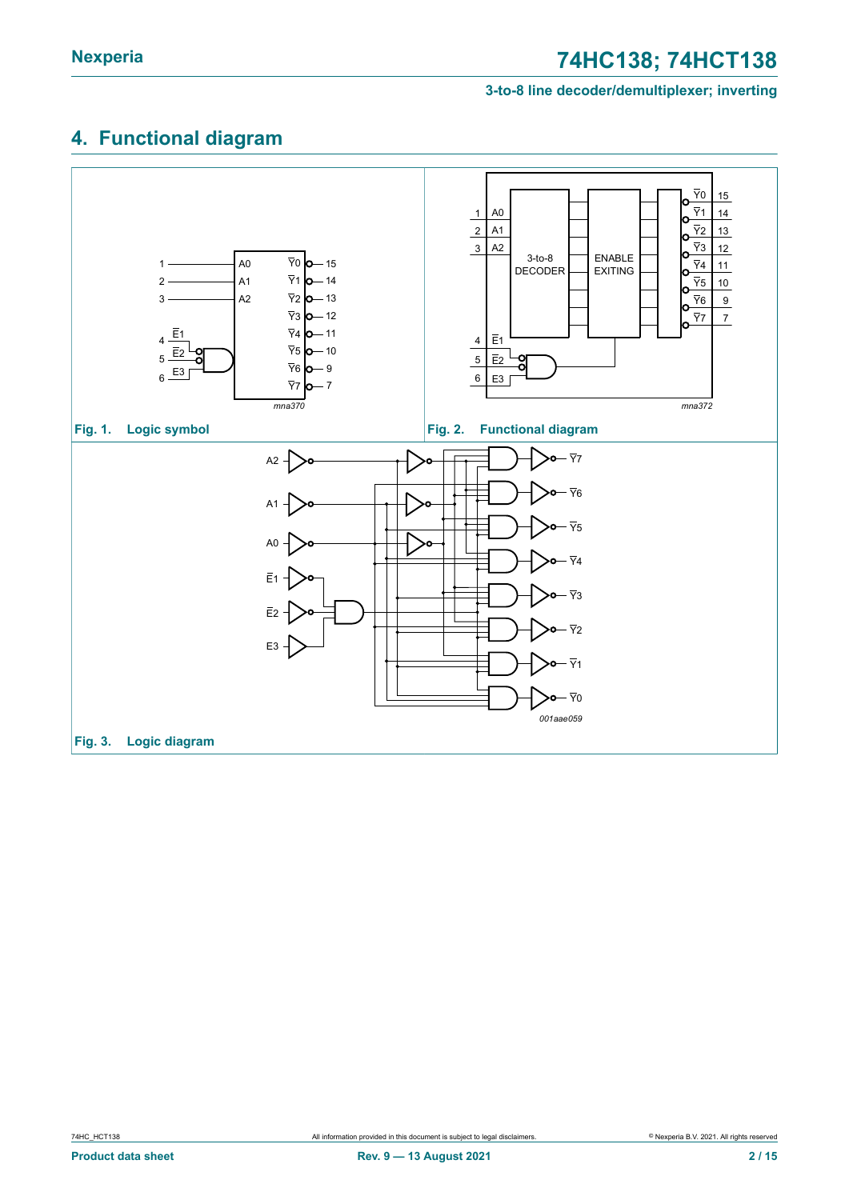# 4. Functional diagram

Fig. 1. Logic symbol

Fig. 2. Functional diagram

Fig. 3. Logic diagram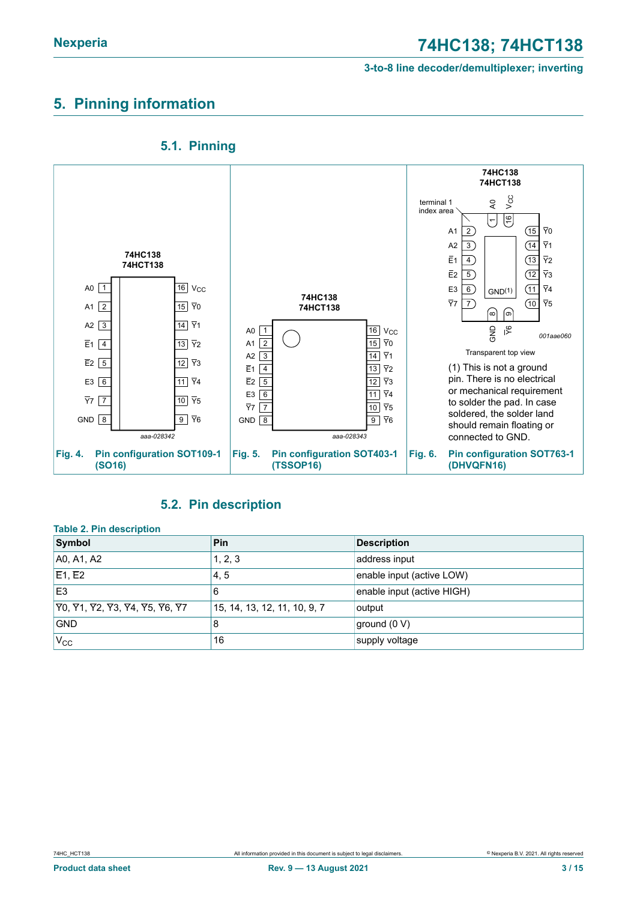## 5. Pinning information

### 5.1. Pinning

Fig. 4. Pin configuration SOT109-1 (SO16)

Fig. 5. Pin configuration SOT403-1 (TSSOP16)

Transparent top view

(1) This is not a ground pin. There is no electrical or mechanical requirement to solder the pad. In case soldered, the solder land should remain floating or connected to GND.

Fig. 6. Pin configuration SOT763-1 (DHVQFN16)

### 5.2. Pin description

**Table 2. Pin description**

| Symbol | Pin | Description |
|---|---|---|
| A0, A1, A2 | 1, 2, 3 | address input |
| E1, E2 | 4, 5 | enable input (active LOW) |
| E3 | 6 | enable input (active HIGH) |
| Y0, Y1, Y2, Y3, Y4, Y5, Y6, Y7 | 15, 14, 13, 12, 11, 10, 9, 7 | output |
| GND | 8 | ground (0 V) |
| $V_{CC}$ | 16 | supply voltage |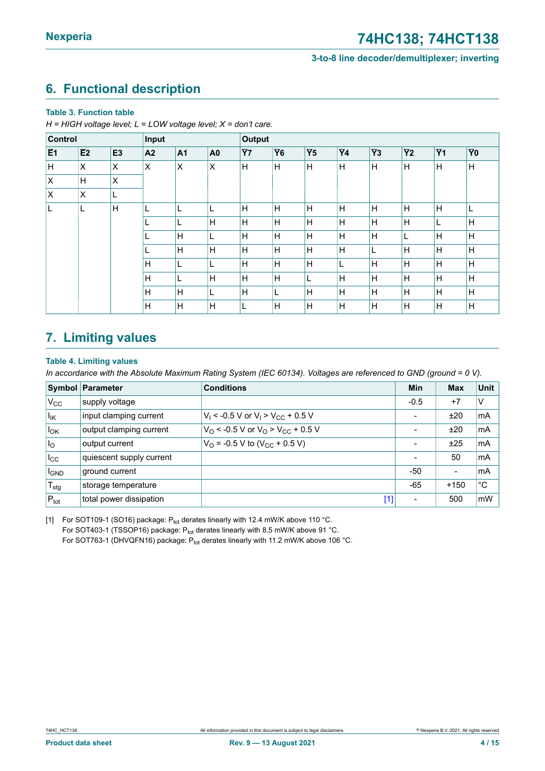## 6. Functional description

**Table 3. Function table**

*H = HIGH voltage level; L = LOW voltage level; X = don't care.*

| Control | | | Input | | | Output | | | | | | | |
|---|---|---|---|---|---|---|---|---|---|---|---|---|---|
| $\overline{E1}$ | $\overline{E2}$ | E3 | A2 | A1 | A0 | $\overline{Y7}$ | $\overline{Y6}$ | $\overline{Y5}$ | $\overline{Y4}$ | $\overline{Y3}$ | $\overline{Y2}$ | $\overline{Y1}$ | $\overline{Y0}$ |
| H | X | X | X | X | X | H | H | H | H | H | H | H | H |
| X | H | X | | | | | | | | | | | |
| X | X | L | | | | | | | | | | | |
| L | L | H | L | L | L | H | H | H | H | H | H | H | L |
| | | | L | L | H | H | H | H | H | H | H | L | H |
| | | | L | H | L | H | H | H | H | H | L | H | H |
| | | | L | H | H | H | H | H | H | L | H | H | H |
| | | | H | L | L | H | H | H | L | H | H | H | H |
| | | | H | L | H | H | H | L | H | H | H | H | H |
| | | | H | H | L | H | L | H | H | H | H | H | H |
| | | | H | H | H | L | H | H | H | H | H | H | H |

## 7. Limiting values

**Table 4. Limiting values**

*In accordance with the Absolute Maximum Rating System (IEC 60134). Voltages are referenced to GND (ground = 0 V).*

| Symbol | Parameter | Conditions | Min | Max | Unit |
|---|---|---|---|---|---|
| $V_{CC}$ | supply voltage | | -0.5 | +7 | V |
| $I_{IK}$ | input clamping current | $V_I < -0.5$ V or $V_I > V_{CC} + 0.5$ V | - | ±20 | mA |
| $I_{OK}$ | output clamping current | $V_O < -0.5$ V or $V_O > V_{CC} + 0.5$ V | - | ±20 | mA |
| $I_O$ | output current | $V_O = -0.5$ V to ($V_{CC}$ + 0.5 V) | - | ±25 | mA |
| $I_{CC}$ | quiescent supply current | | - | 50 | mA |
| $I_{GND}$ | ground current | | -50 | - | mA |
| $T_{stg}$ | storage temperature | | -65 | +150 | °C |
| $P_{tot}$ | total power dissipation | [1] | - | 500 | mW |

[1] For SOT109-1 (SO16) package: $P_{tot}$ derates linearly with 12.4 mW/K above 110 °C.
For SOT403-1 (TSSOP16) package: $P_{tot}$ derates linearly with 8.5 mW/K above 91 °C.
For SOT763-1 (DHVQFN16) package: $P_{tot}$ derates linearly with 11.2 mW/K above 106 °C.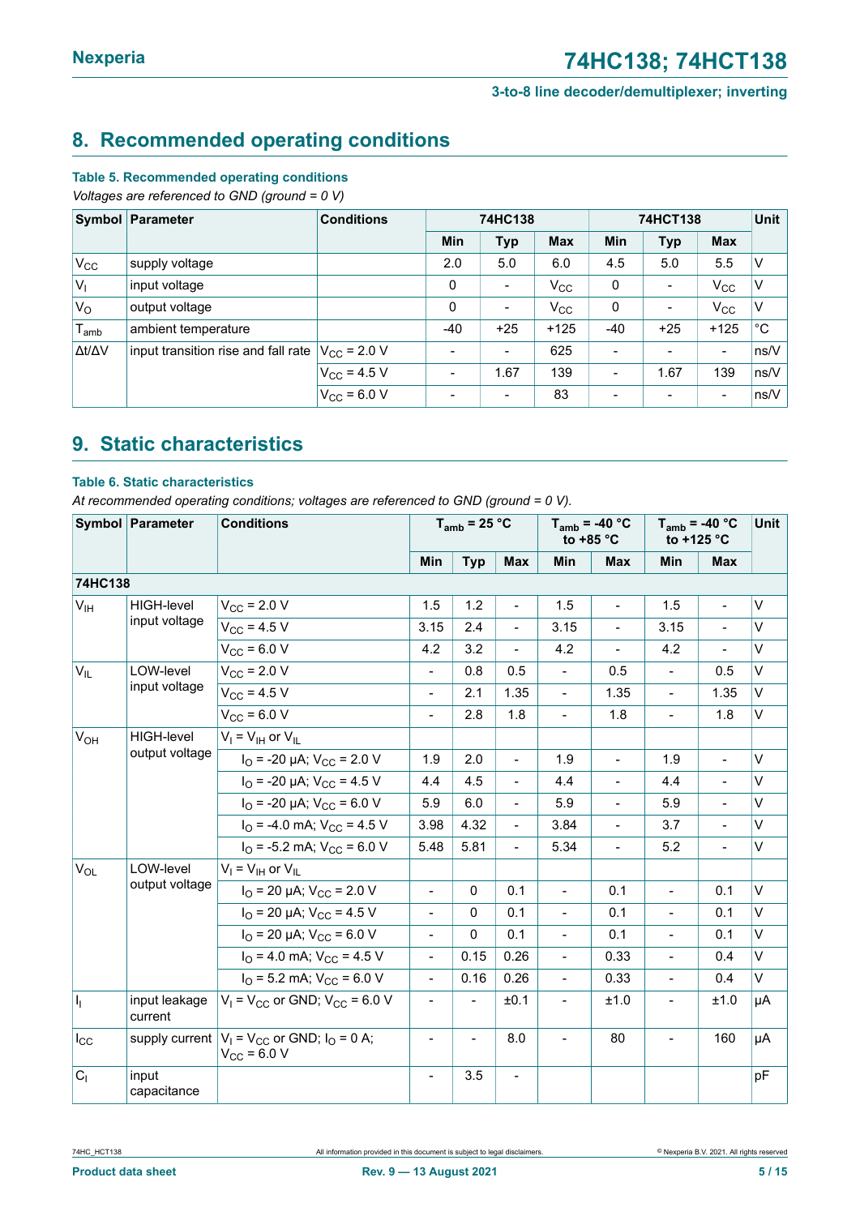## 8. Recommended operating conditions

**Table 5. Recommended operating conditions**

*Voltages are referenced to GND (ground = 0 V)*

| Symbol | Parameter | Conditions | 74HC138 | | | 74HCT138 | | | Unit |
|---|---|---|---|---|---|---|---|---|---|
| | | | Min | Typ | Max | Min | Typ | Max | |
| $V_{CC}$ | supply voltage | | 2.0 | 5.0 | 6.0 | 4.5 | 5.0 | 5.5 | V |
| $V_I$ | input voltage | | 0 | - | $V_{CC}$ | 0 | - | $V_{CC}$ | V |
| $V_O$ | output voltage | | 0 | - | $V_{CC}$ | 0 | - | $V_{CC}$ | V |
| $T_{amb}$ | ambient temperature | | -40 | +25 | +125 | -40 | +25 | +125 | °C |
| $\Delta t/\Delta V$ | input transition rise and fall rate | $V_{CC}$ = 2.0 V | - | - | 625 | - | - | - | ns/V |
| | | $V_{CC}$ = 4.5 V | - | 1.67 | 139 | - | 1.67 | 139 | ns/V |
| | | $V_{CC}$ = 6.0 V | - | - | 83 | - | - | - | ns/V |

## 9. Static characteristics

**Table 6. Static characteristics**

*At recommended operating conditions; voltages are referenced to GND (ground = 0 V).*

| Symbol | Parameter | Conditions | $T_{amb}$ = 25 °C | | | $T_{amb}$ = -40 °C to +85 °C | | $T_{amb}$ = -40 °C to +125 °C | | Unit |
|---|---|---|---|---|---|---|---|---|---|---|
| | | | Min | Typ | Max | Min | Max | Min | Max | |
| **74HC138** | | | | | | | | | | |
| $V_{IH}$ | HIGH-level input voltage | $V_{CC}$ = 2.0 V | 1.5 | 1.2 | - | 1.5 | - | 1.5 | - | V |
| | | $V_{CC}$ = 4.5 V | 3.15 | 2.4 | - | 3.15 | - | 3.15 | - | V |
| | | $V_{CC}$ = 6.0 V | 4.2 | 3.2 | - | 4.2 | - | 4.2 | - | V |
| $V_{IL}$ | LOW-level input voltage | $V_{CC}$ = 2.0 V | - | 0.8 | 0.5 | - | 0.5 | - | 0.5 | V |
| | | $V_{CC}$ = 4.5 V | - | 2.1 | 1.35 | - | 1.35 | - | 1.35 | V |
| | | $V_{CC}$ = 6.0 V | - | 2.8 | 1.8 | - | 1.8 | - | 1.8 | V |
| $V_{OH}$ | HIGH-level output voltage | $V_I = V_{IH}$ or $V_{IL}$ | | | | | | | | |
| | | $I_O$ = -20 μA; $V_{CC}$ = 2.0 V | 1.9 | 2.0 | - | 1.9 | - | 1.9 | - | V |
| | | $I_O$ = -20 μA; $V_{CC}$ = 4.5 V | 4.4 | 4.5 | - | 4.4 | - | 4.4 | - | V |
| | | $I_O$ = -20 μA; $V_{CC}$ = 6.0 V | 5.9 | 6.0 | - | 5.9 | - | 5.9 | - | V |
| | | $I_O$ = -4.0 mA; $V_{CC}$ = 4.5 V | 3.98 | 4.32 | - | 3.84 | - | 3.7 | - | V |
| | | $I_O$ = -5.2 mA; $V_{CC}$ = 6.0 V | 5.48 | 5.81 | - | 5.34 | - | 5.2 | - | V |
| $V_{OL}$ | LOW-level output voltage | $V_I = V_{IH}$ or $V_{IL}$ | | | | | | | | |
| | | $I_O$ = 20 μA; $V_{CC}$ = 2.0 V | - | 0 | 0.1 | - | 0.1 | - | 0.1 | V |
| | | $I_O$ = 20 μA; $V_{CC}$ = 4.5 V | - | 0 | 0.1 | - | 0.1 | - | 0.1 | V |
| | | $I_O$ = 20 μA; $V_{CC}$ = 6.0 V | - | 0 | 0.1 | - | 0.1 | - | 0.1 | V |
| | | $I_O$ = 4.0 mA; $V_{CC}$ = 4.5 V | - | 0.15 | 0.26 | - | 0.33 | - | 0.4 | V |
| | | $I_O$ = 5.2 mA; $V_{CC}$ = 6.0 V | - | 0.16 | 0.26 | - | 0.33 | - | 0.4 | V |
| $I_I$ | input leakage current | $V_I = V_{CC}$ or GND; $V_{CC}$ = 6.0 V | - | - | ±0.1 | - | ±1.0 | - | ±1.0 | μA |
| $I_{CC}$ | supply current | $V_I = V_{CC}$ or GND; $I_O$ = 0 A; $V_{CC}$ = 6.0 V | - | - | 8.0 | - | 80 | - | 160 | μA |
| $C_I$ | input capacitance | | - | 3.5 | - | | | | | pF |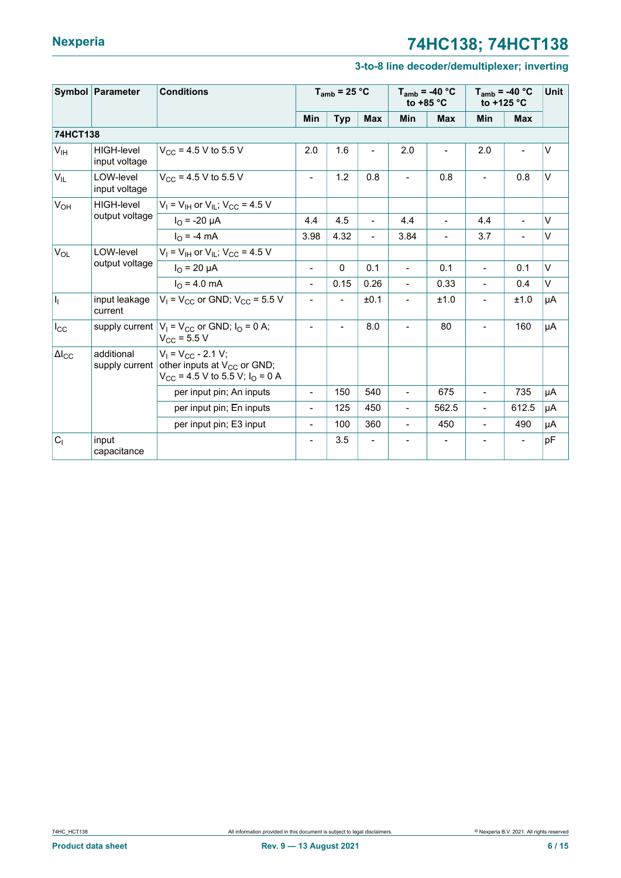| Symbol | Parameter | Conditions | $T_{amb}$ = 25 °C | | | $T_{amb}$ = -40 °C to +85 °C | | $T_{amb}$ = -40 °C to +125 °C | | Unit |
|---|---|---|---|---|---|---|---|---|---|---|
| | | | Min | Typ | Max | Min | Max | Min | Max | |
| **74HCT138** | | | | | | | | | | |
| $V_{IH}$ | HIGH-level input voltage | $V_{CC}$ = 4.5 V to 5.5 V | 2.0 | 1.6 | - | 2.0 | - | 2.0 | - | V |
| $V_{IL}$ | LOW-level input voltage | $V_{CC}$ = 4.5 V to 5.5 V | - | 1.2 | 0.8 | - | 0.8 | - | 0.8 | V |
| $V_{OH}$ | HIGH-level output voltage | $V_I$ = $V_{IH}$ or $V_{IL}$; $V_{CC}$ = 4.5 V | | | | | | | | |
| | | $I_O$ = -20 µA | 4.4 | 4.5 | - | 4.4 | - | 4.4 | - | V |
| | | $I_O$ = -4 mA | 3.98 | 4.32 | - | 3.84 | - | 3.7 | - | V |
| $V_{OL}$ | LOW-level output voltage | $V_I$ = $V_{IH}$ or $V_{IL}$; $V_{CC}$ = 4.5 V | | | | | | | | |
| | | $I_O$ = 20 µA | - | 0 | 0.1 | - | 0.1 | - | 0.1 | V |
| | | $I_O$ = 4.0 mA | - | 0.15 | 0.26 | - | 0.33 | - | 0.4 | V |
| $I_I$ | input leakage current | $V_I$ = $V_{CC}$ or GND; $V_{CC}$ = 5.5 V | - | - | ±0.1 | - | ±1.0 | - | ±1.0 | µA |
| $I_{CC}$ | supply current | $V_I$ = $V_{CC}$ or GND; $I_O$ = 0 A; $V_{CC}$ = 5.5 V | - | - | 8.0 | - | 80 | - | 160 | µA |
| $\Delta I_{CC}$ | additional supply current | $V_I$ = $V_{CC}$ - 2.1 V; other inputs at $V_{CC}$ or GND; $V_{CC}$ = 4.5 V to 5.5 V; $I_O$ = 0 A | | | | | | | | |
| | | per input pin; An inputs | - | 150 | 540 | - | 675 | - | 735 | µA |
| | | per input pin; $\overline{E}$n inputs | - | 125 | 450 | - | 562.5 | - | 612.5 | µA |
| | | per input pin; E3 input | - | 100 | 360 | - | 450 | - | 490 | µA |
| $C_I$ | input capacitance | | - | 3.5 | - | - | - | - | - | pF |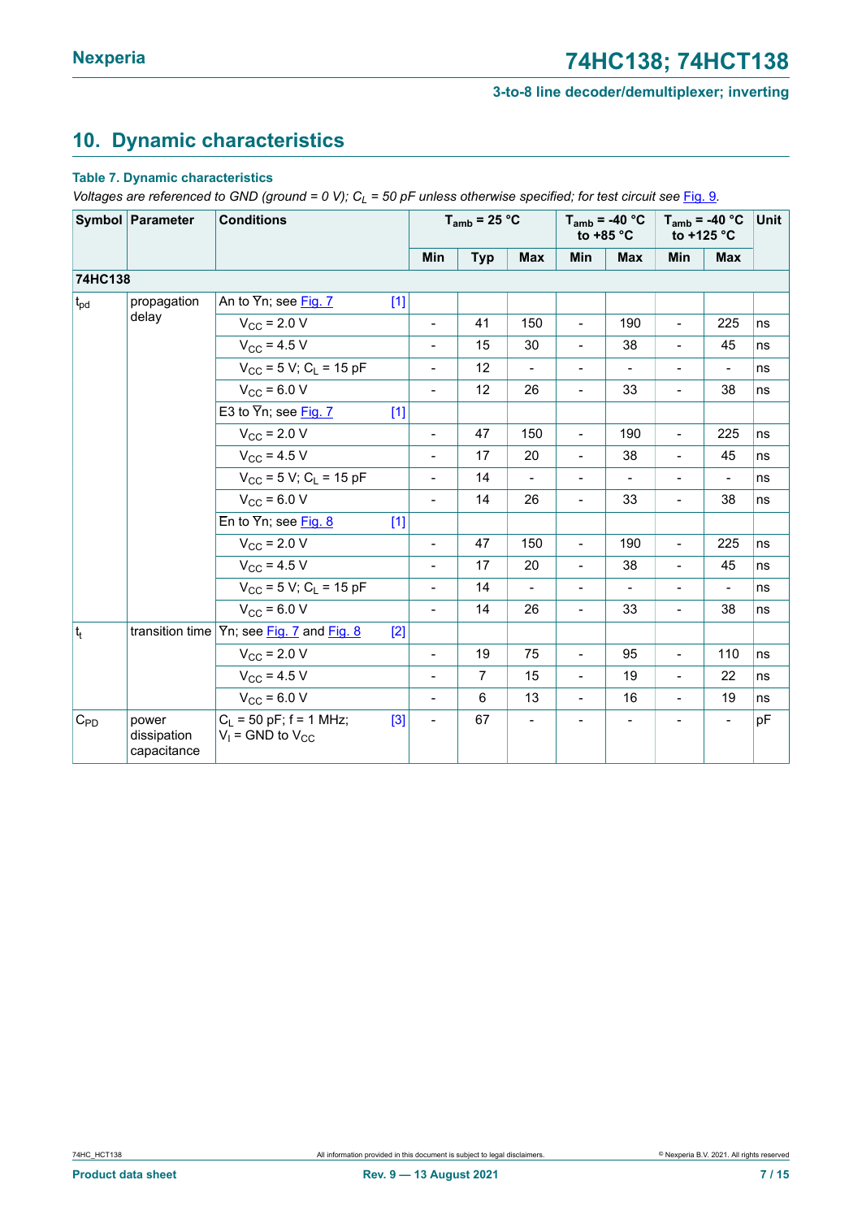## 10. Dynamic characteristics

**Table 7. Dynamic characteristics**

*Voltages are referenced to GND (ground = 0 V); $C_L$ = 50 pF unless otherwise specified; for test circuit see Fig. 9.*

| Symbol | Parameter | Conditions | | $T_{amb}$ = 25 °C | | | $T_{amb}$ = -40 °C to +85 °C | | $T_{amb}$ = -40 °C to +125 °C | | Unit |
|---|---|---|---|---|---|---|---|---|---|---|---|
| | | | | Min | Typ | Max | Min | Max | Min | Max | |
| **74HC138** | | | | | | | | | | | |
| $t_{pd}$ | propagation delay | An to $\overline{Y}$n; see Fig. 7 | [1] | | | | | | | | |
| | | $V_{CC}$ = 2.0 V | | - | 41 | 150 | - | 190 | - | 225 | ns |
| | | $V_{CC}$ = 4.5 V | | - | 15 | 30 | - | 38 | - | 45 | ns |
| | | $V_{CC}$ = 5 V; $C_L$ = 15 pF | | - | 12 | - | - | - | - | - | ns |
| | | $V_{CC}$ = 6.0 V | | - | 12 | 26 | - | 33 | - | 38 | ns |
| | | E3 to $\overline{Y}$n; see Fig. 7 | [1] | | | | | | | | |
| | | $V_{CC}$ = 2.0 V | | - | 47 | 150 | - | 190 | - | 225 | ns |
| | | $V_{CC}$ = 4.5 V | | - | 17 | 20 | - | 38 | - | 45 | ns |
| | | $V_{CC}$ = 5 V; $C_L$ = 15 pF | | - | 14 | - | - | - | - | - | ns |
| | | $V_{CC}$ = 6.0 V | | - | 14 | 26 | - | 33 | - | 38 | ns |
| | | $\overline{E}$n to $\overline{Y}$n; see Fig. 8 | [1] | | | | | | | | |
| | | $V_{CC}$ = 2.0 V | | - | 47 | 150 | - | 190 | - | 225 | ns |
| | | $V_{CC}$ = 4.5 V | | - | 17 | 20 | - | 38 | - | 45 | ns |
| | | $V_{CC}$ = 5 V; $C_L$ = 15 pF | | - | 14 | - | - | - | - | - | ns |
| | | $V_{CC}$ = 6.0 V | | - | 14 | 26 | - | 33 | - | 38 | ns |
| $t_t$ | transition time | $\overline{Y}$n; see Fig. 7 and Fig. 8 | [2] | | | | | | | | |
| | | $V_{CC}$ = 2.0 V | | - | 19 | 75 | - | 95 | - | 110 | ns |
| | | $V_{CC}$ = 4.5 V | | - | 7 | 15 | - | 19 | - | 22 | ns |
| | | $V_{CC}$ = 6.0 V | | - | 6 | 13 | - | 16 | - | 19 | ns |
| $C_{PD}$ | power dissipation capacitance | $C_L$ = 50 pF; f = 1 MHz; $V_I$ = GND to $V_{CC}$ | [3] | - | 67 | - | - | - | - | - | pF |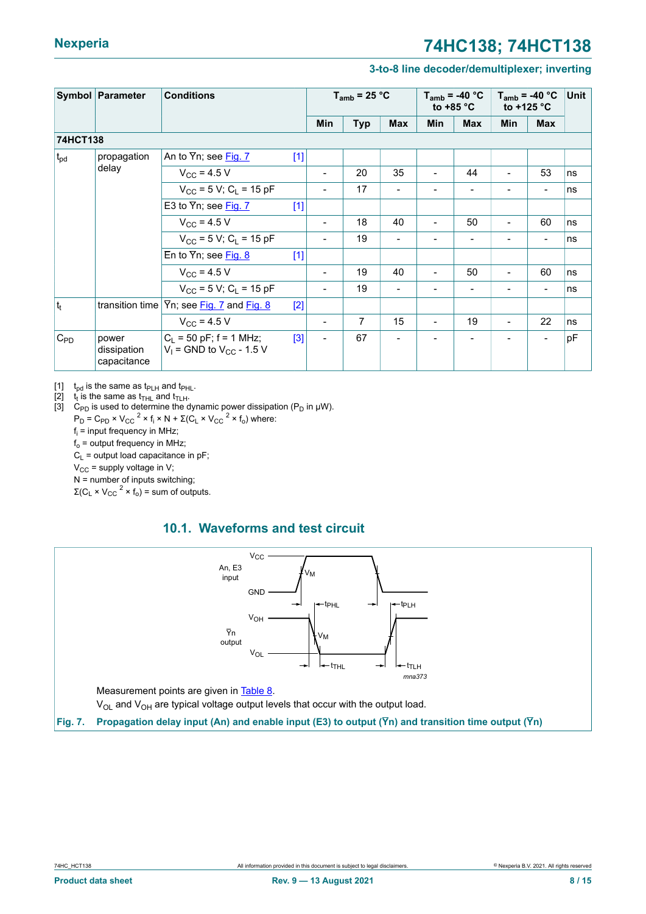| Symbol | Parameter | Conditions | | $T_{amb}$ = 25 °C | | | $T_{amb}$ = -40 °C to +85 °C | | $T_{amb}$ = -40 °C to +125 °C | | Unit |
|---|---|---|---|---|---|---|---|---|---|---|---|
| | | | | Min | Typ | Max | Min | Max | Min | Max | |
| **74HCT138** | | | | | | | | | | | |
| $t_{pd}$ | propagation delay | An to $\overline{Y}$n; see Fig. 7 | [1] | | | | | | | | |
| | | $V_{CC}$ = 4.5 V | | - | 20 | 35 | - | 44 | - | 53 | ns |
| | | $V_{CC}$ = 5 V; $C_L$ = 15 pF | | - | 17 | - | - | - | - | - | ns |
| | | E3 to $\overline{Y}$n; see Fig. 7 | [1] | | | | | | | | |
| | | $V_{CC}$ = 4.5 V | | - | 18 | 40 | - | 50 | - | 60 | ns |
| | | $V_{CC}$ = 5 V; $C_L$ = 15 pF | | - | 19 | - | - | - | - | - | ns |
| | | $\overline{E}$n to $\overline{Y}$n; see Fig. 8 | [1] | | | | | | | | |
| | | $V_{CC}$ = 4.5 V | | - | 19 | 40 | - | 50 | - | 60 | ns |
| | | $V_{CC}$ = 5 V; $C_L$ = 15 pF | | - | 19 | - | - | - | - | - | ns |
| $t_t$ | transition time | $\overline{Y}$n; see Fig. 7 and Fig. 8 | [2] | | | | | | | | |
| | | $V_{CC}$ = 4.5 V | | - | 7 | 15 | - | 19 | - | 22 | ns |
| $C_{PD}$ | power dissipation capacitance | $C_L$ = 50 pF; f = 1 MHz; $V_I$ = GND to $V_{CC}$ - 1.5 V | [3] | - | 67 | - | - | - | - | - | pF |

[1] $t_{pd}$ is the same as $t_{PLH}$ and $t_{PHL}$.

[2] $t_t$ is the same as $t_{THL}$ and $t_{TLH}$.

[3] $C_{PD}$ is used to determine the dynamic power dissipation ($P_D$ in μW).

$P_D = C_{PD} \times V_{CC}^2 \times f_i \times N + \Sigma(C_L \times V_{CC}^2 \times f_o)$ where:

$f_i$ = input frequency in MHz;

$f_o$ = output frequency in MHz;

$C_L$ = output load capacitance in pF;

$V_{CC}$ = supply voltage in V;

N = number of inputs switching;

$\Sigma(C_L \times V_{CC}^2 \times f_o)$ = sum of outputs.

## 10.1. Waveforms and test circuit

Measurement points are given in Table 8.

$V_{OL}$ and $V_{OH}$ are typical voltage output levels that occur with the output load.

**Fig. 7. Propagation delay input (An) and enable input (E3) to output ($\overline{Y}$n) and transition time output ($\overline{Y}$n)**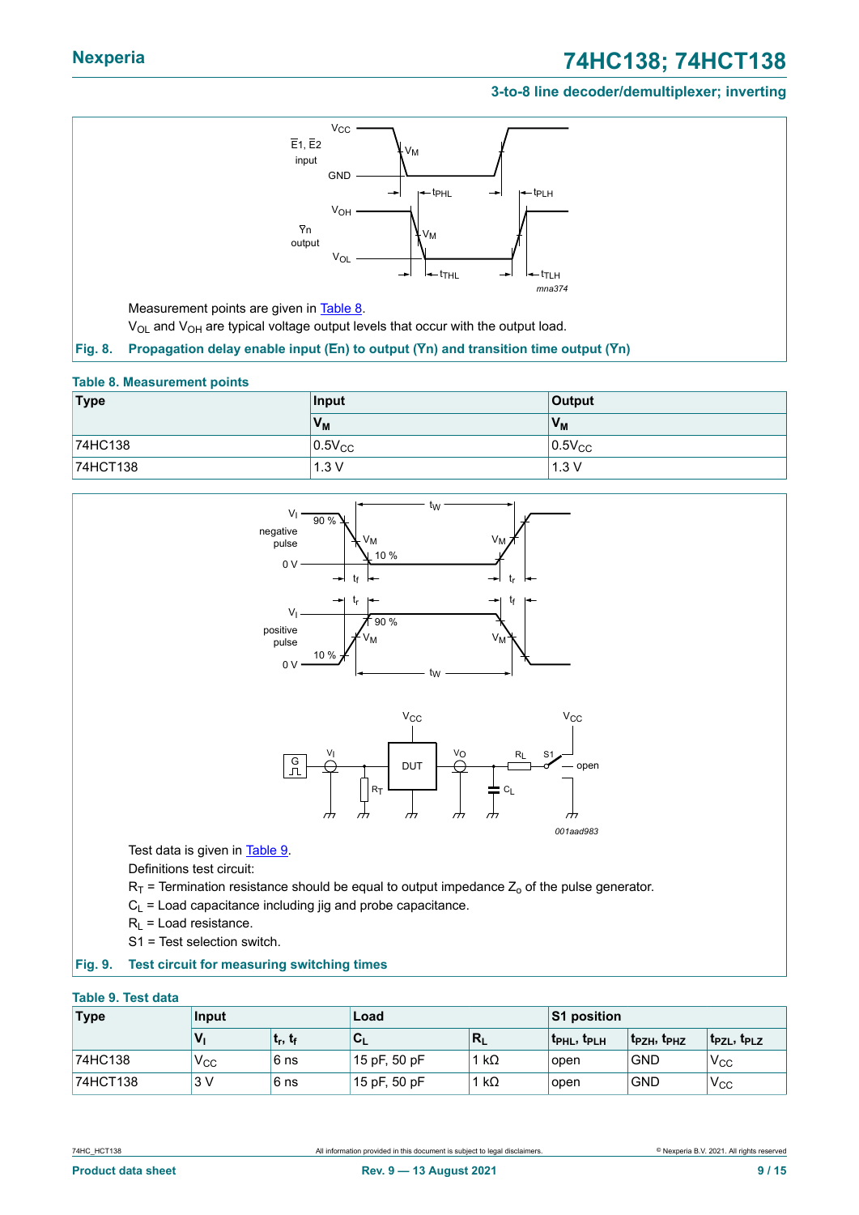Measurement points are given in Table 8.

$V_{OL}$ and $V_{OH}$ are typical voltage output levels that occur with the output load.

**Fig. 8. Propagation delay enable input (En) to output (Yn) and transition time output (Yn)**

**Table 8. Measurement points**

| Type | Input | Output |
|---|---|---|
| | $V_M$ | $V_M$ |
| 74HC138 | $0.5V_{CC}$ | $0.5V_{CC}$ |
| 74HCT138 | 1.3 V | 1.3 V |

Test data is given in Table 9.

Definitions test circuit:

$R_T$ = Termination resistance should be equal to output impedance $Z_o$ of the pulse generator.

$C_L$ = Load capacitance including jig and probe capacitance.

$R_L$ = Load resistance.

S1 = Test selection switch.

**Fig. 9. Test circuit for measuring switching times**

**Table 9. Test data**

| Type | Input | | Load | | S1 position | | |
|---|---|---|---|---|---|---|---|
| | $V_I$ | $t_r$, $t_f$ | $C_L$ | $R_L$ | $t_{PHL}$, $t_{PLH}$ | $t_{PZH}$, $t_{PHZ}$ | $t_{PZL}$, $t_{PLZ}$ |
| 74HC138 | $V_{CC}$ | 6 ns | 15 pF, 50 pF | 1 kΩ | open | GND | $V_{CC}$ |
| 74HCT138 | 3 V | 6 ns | 15 pF, 50 pF | 1 kΩ | open | GND | $V_{CC}$ |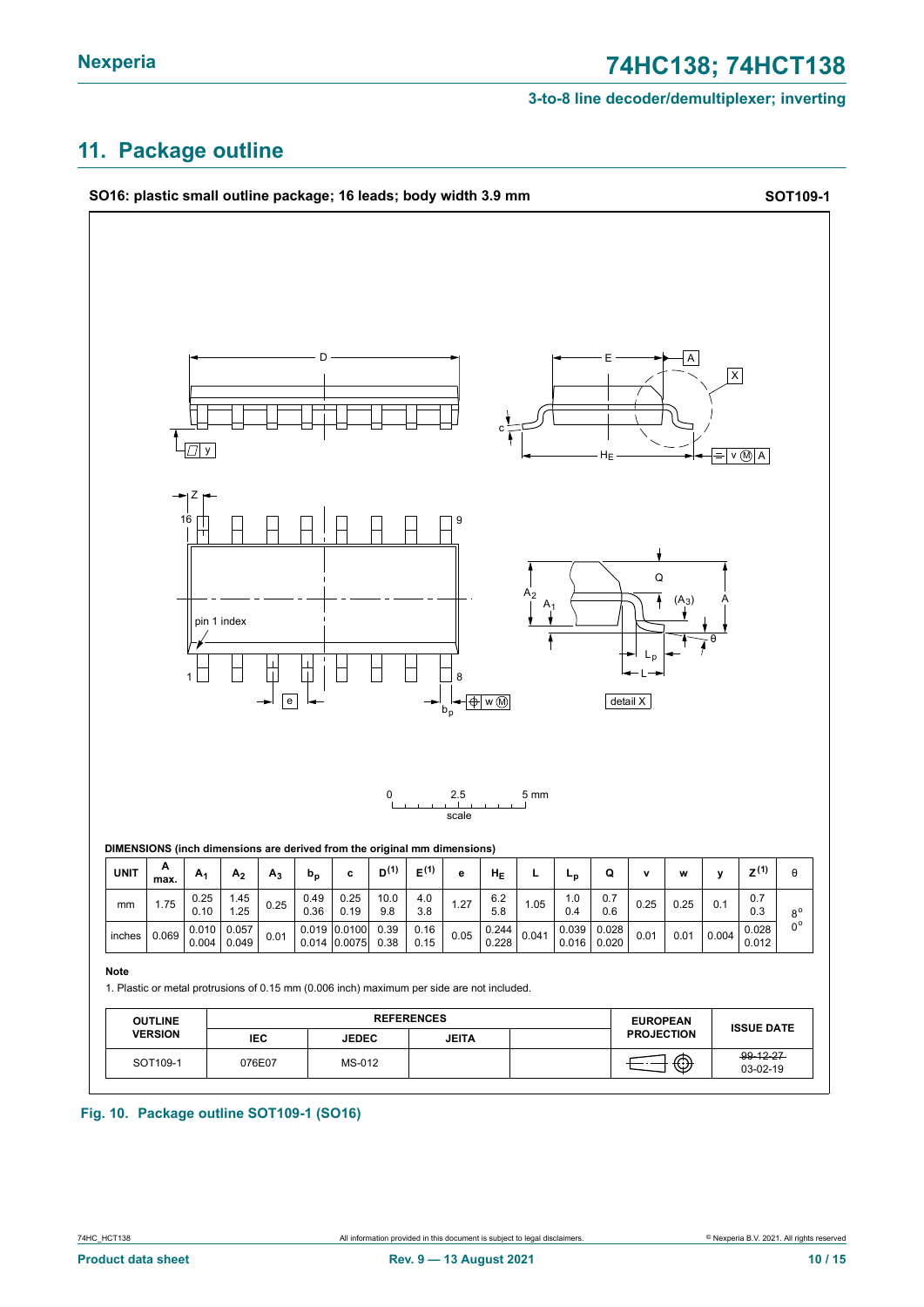## 11. Package outline

**SO16: plastic small outline package; 16 leads; body width 3.9 mm** **SOT109-1**

**DIMENSIONS (inch dimensions are derived from the original mm dimensions)**

| UNIT | A max. | $A_1$ | $A_2$ | $A_3$ | $b_p$ | c | $D^{(1)}$ | $E^{(1)}$ | e | $H_E$ | L | $L_p$ | Q | v | w | y | $Z^{(1)}$ | θ |
|---|---|---|---|---|---|---|---|---|---|---|---|---|---|---|---|---|---|---|
| mm | 1.75 | 0.25<br>0.10 | 1.45<br>1.25 | 0.25 | 0.49<br>0.36 | 0.25<br>0.19 | 10.0<br>9.8 | 4.0<br>3.8 | 1.27 | 6.2<br>5.8 | 1.05 | 1.0<br>0.4 | 0.7<br>0.6 | 0.25 | 0.25 | 0.1 | 0.7<br>0.3 | 8°<br>0° |
| inches | 0.069 | 0.010<br>0.004 | 0.057<br>0.049 | 0.01 | 0.019<br>0.014 | 0.0100<br>0.0075 | 0.39<br>0.38 | 0.16<br>0.15 | 0.05 | 0.244<br>0.228 | 0.041 | 0.039<br>0.016 | 0.028<br>0.020 | 0.01 | 0.01 | 0.004 | 0.028<br>0.012 | |

**Note**

1. Plastic or metal protrusions of 0.15 mm (0.006 inch) maximum per side are not included.

| OUTLINE VERSION | REFERENCES | | | | EUROPEAN PROJECTION | ISSUE DATE |
|---|---|---|---|---|---|---|
| | IEC | JEDEC | JEITA | | | |
| SOT109-1 | 076E07 | MS-012 | | | | ~~99-12-27~~<br>03-02-19 |

**Fig. 10. Package outline SOT109-1 (SO16)**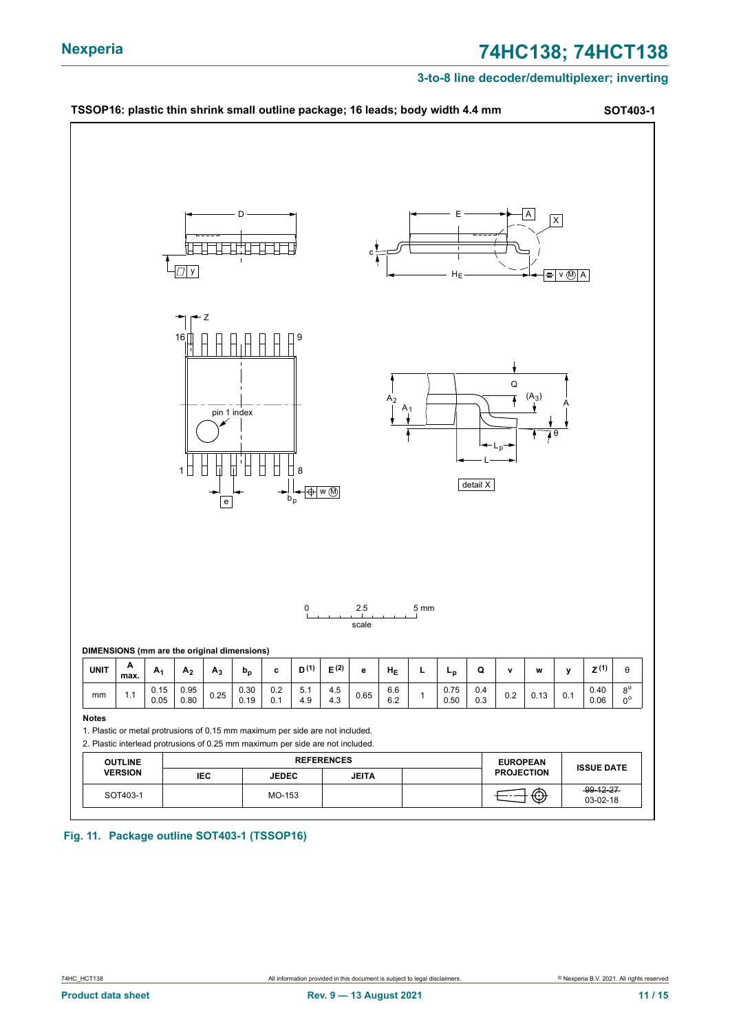**TSSOP16: plastic thin shrink small outline package; 16 leads; body width 4.4 mm** **SOT403-1**

**DIMENSIONS (mm are the original dimensions)**

| UNIT | A max. | $A_1$ | $A_2$ | $A_3$ | $b_p$ | c | D (1) | E (2) | e | $H_E$ | L | $L_p$ | Q | v | w | y | Z (1) | θ |
|---|---|---|---|---|---|---|---|---|---|---|---|---|---|---|---|---|---|---|
| mm | 1.1 | 0.15<br>0.05 | 0.95<br>0.80 | 0.25 | 0.30<br>0.19 | 0.2<br>0.1 | 5.1<br>4.9 | 4.5<br>4.3 | 0.65 | 6.6<br>6.2 | 1 | 0.75<br>0.50 | 0.4<br>0.3 | 0.2 | 0.13 | 0.1 | 0.40<br>0.06 | 8°<br>0° |

**Notes**

1. Plastic or metal protrusions of 0.15 mm maximum per side are not included.
2. Plastic interlead protrusions of 0.25 mm maximum per side are not included.

| OUTLINE VERSION | REFERENCES | | | | EUROPEAN PROJECTION | ISSUE DATE |
|---|---|---|---|---|---|---|
| | IEC | JEDEC | JEITA | | | |
| SOT403-1 | | MO-153 | | | | ~~99-12-27~~<br>03-02-18 |

**Fig. 11. Package outline SOT403-1 (TSSOP16)**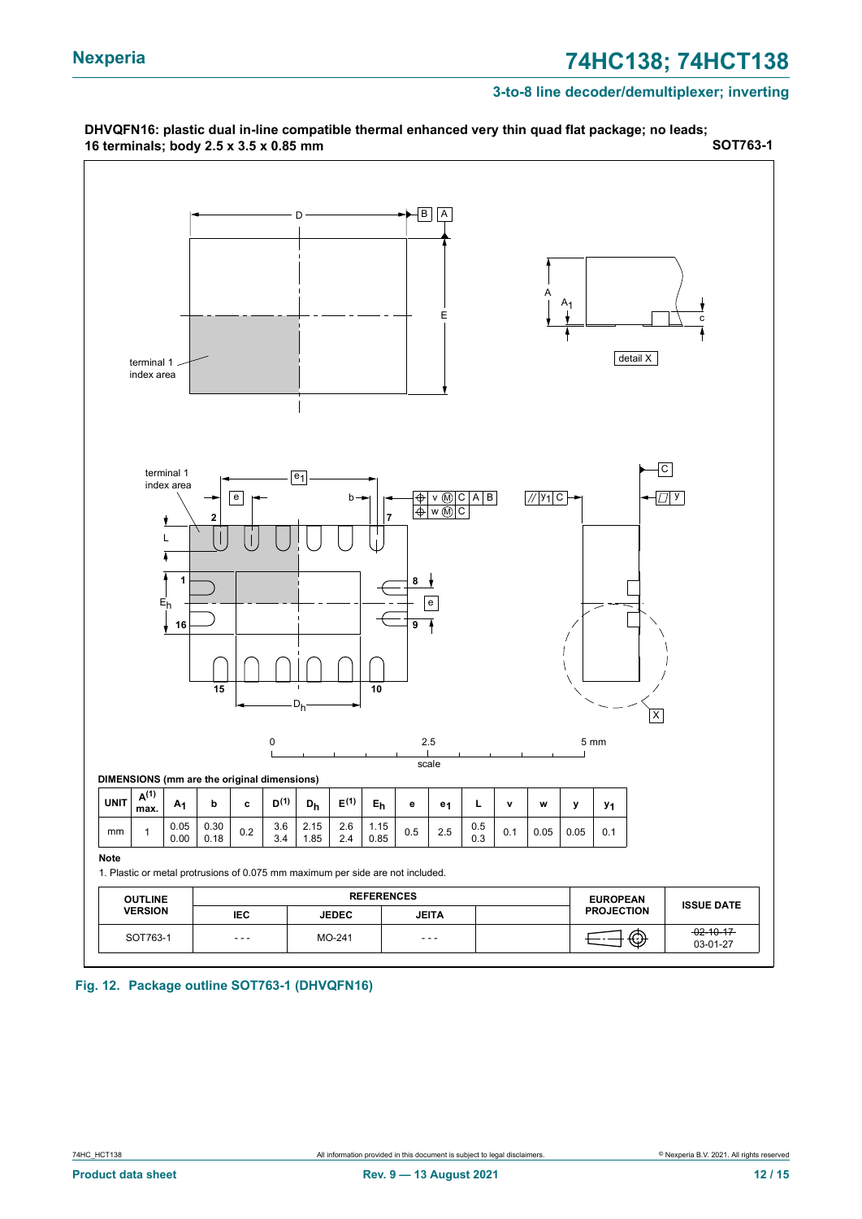**DHVQFN16: plastic dual in-line compatible thermal enhanced very thin quad flat package; no leads; 16 terminals; body 2.5 x 3.5 x 0.85 mm** **SOT763-1**

**DIMENSIONS (mm are the original dimensions)**

| UNIT | A(1) max. | $A_1$ | b | c | D(1) | $D_h$ | E(1) | $E_h$ | e | $e_1$ | L | v | w | y | $y_1$ |
|---|---|---|---|---|---|---|---|---|---|---|---|---|---|---|---|
| mm | 1 | 0.05<br>0.00 | 0.30<br>0.18 | 0.2 | 3.6<br>3.4 | 2.15<br>1.85 | 2.6<br>2.4 | 1.15<br>0.85 | 0.5 | 2.5 | 0.5<br>0.3 | 0.1 | 0.05 | 0.05 | 0.1 |

**Note**

1. Plastic or metal protrusions of 0.075 mm maximum per side are not included.

| OUTLINE VERSION | REFERENCES | | | | EUROPEAN PROJECTION | ISSUE DATE |
|---|---|---|---|---|---|---|
| | IEC | JEDEC | JEITA | | | |
| SOT763-1 | - - - | MO-241 | - - - | | | ~~02-10-17~~<br>03-01-27 |

**Fig. 12. Package outline SOT763-1 (DHVQFN16)**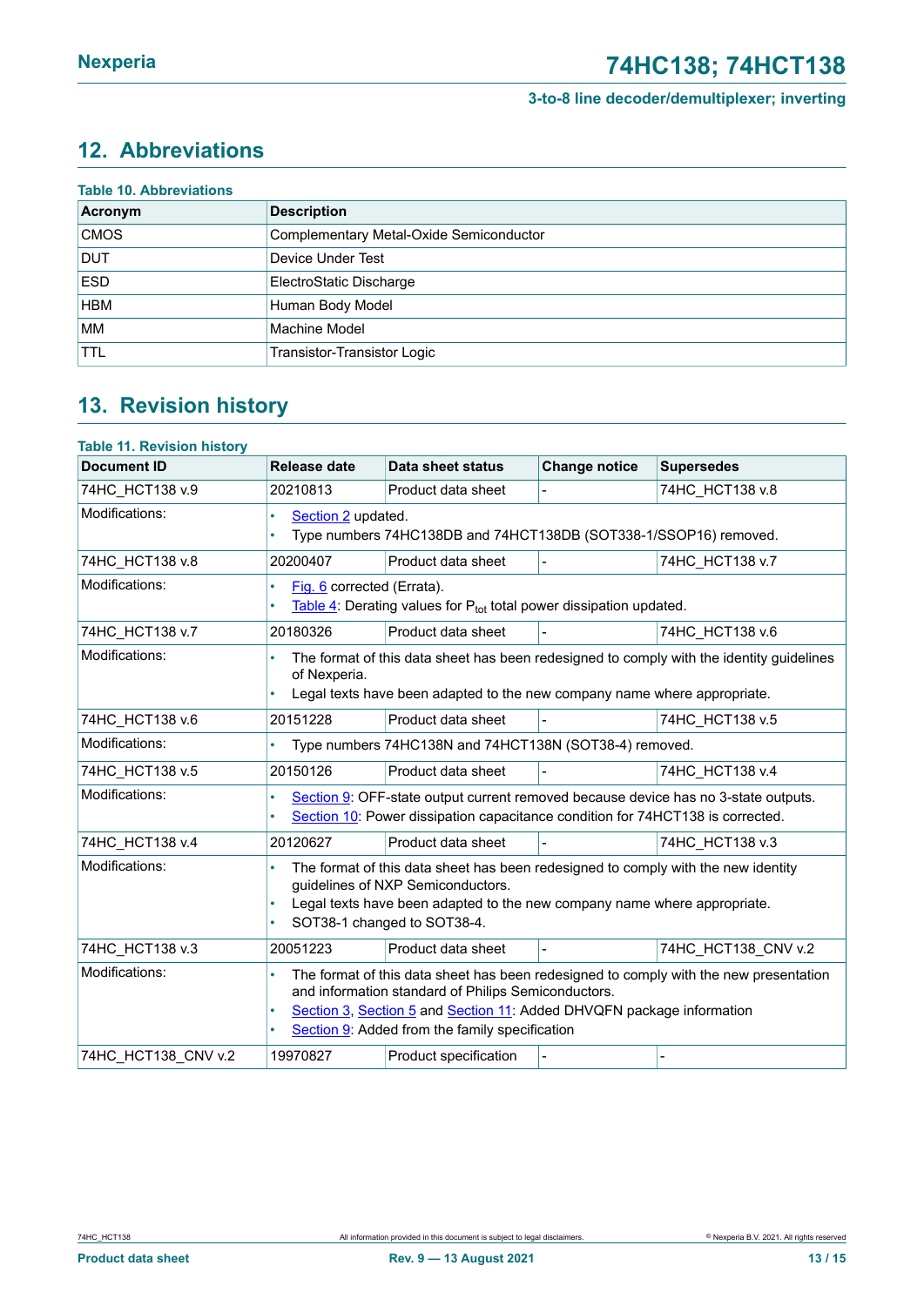## 12. Abbreviations

**Table 10. Abbreviations**

| Acronym | Description |
|---|---|
| CMOS | Complementary Metal-Oxide Semiconductor |
| DUT | Device Under Test |
| ESD | ElectroStatic Discharge |
| HBM | Human Body Model |
| MM | Machine Model |
| TTL | Transistor-Transistor Logic |

## 13. Revision history

**Table 11. Revision history**

| Document ID | Release date | Data sheet status | Change notice | Supersedes |
|---|---|---|---|---|
| 74HC_HCT138 v.9 | 20210813 | Product data sheet | - | 74HC_HCT138 v.8 |
| Modifications: | • Section 2 updated.<br>• Type numbers 74HC138DB and 74HCT138DB (SOT338-1/SSOP16) removed. | | | |
| 74HC_HCT138 v.8 | 20200407 | Product data sheet | - | 74HC_HCT138 v.7 |
| Modifications: | • Fig. 6 corrected (Errata).<br>• Table 4: Derating values for $P_{tot}$ total power dissipation updated. | | | |
| 74HC_HCT138 v.7 | 20180326 | Product data sheet | - | 74HC_HCT138 v.6 |
| Modifications: | • The format of this data sheet has been redesigned to comply with the identity guidelines of Nexperia.<br>• Legal texts have been adapted to the new company name where appropriate. | | | |
| 74HC_HCT138 v.6 | 20151228 | Product data sheet | - | 74HC_HCT138 v.5 |
| Modifications: | • Type numbers 74HC138N and 74HCT138N (SOT38-4) removed. | | | |
| 74HC_HCT138 v.5 | 20150126 | Product data sheet | - | 74HC_HCT138 v.4 |
| Modifications: | • Section 9: OFF-state output current removed because device has no 3-state outputs.<br>• Section 10: Power dissipation capacitance condition for 74HCT138 is corrected. | | | |
| 74HC_HCT138 v.4 | 20120627 | Product data sheet | - | 74HC_HCT138 v.3 |
| Modifications: | • The format of this data sheet has been redesigned to comply with the new identity guidelines of NXP Semiconductors.<br>• Legal texts have been adapted to the new company name where appropriate.<br>• SOT38-1 changed to SOT38-4. | | | |
| 74HC_HCT138 v.3 | 20051223 | Product data sheet | - | 74HC_HCT138_CNV v.2 |
| Modifications: | • The format of this data sheet has been redesigned to comply with the new presentation and information standard of Philips Semiconductors.<br>• Section 3, Section 5 and Section 11: Added DHVQFN package information<br>• Section 9: Added from the family specification | | | |
| 74HC_HCT138_CNV v.2 | 19970827 | Product specification | - | - |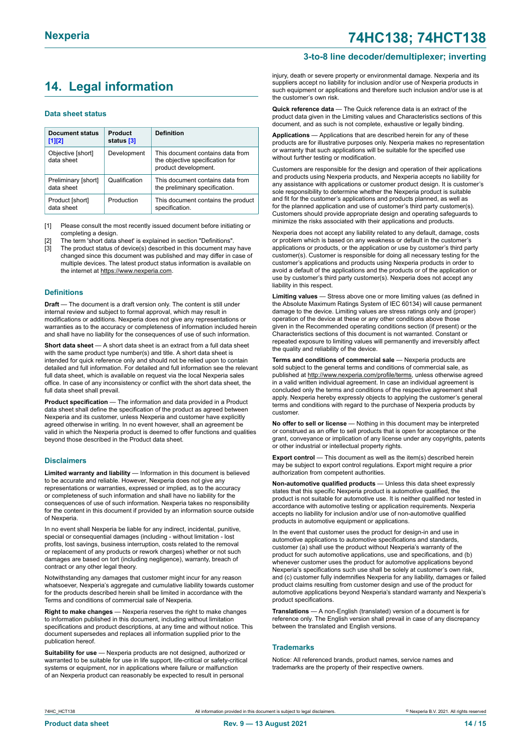## 14. Legal information

### Data sheet status

| Document status [1][2] | Product status [3] | Definition |
|---|---|---|
| Objective [short] data sheet | Development | This document contains data from the objective specification for product development. |
| Preliminary [short] data sheet | Qualification | This document contains data from the preliminary specification. |
| Product [short] data sheet | Production | This document contains the product specification. |

[1] Please consult the most recently issued document before initiating or completing a design.

[2] The term 'short data sheet' is explained in section "Definitions".

[3] The product status of device(s) described in this document may have changed since this document was published and may differ in case of multiple devices. The latest product status information is available on the internet at https://www.nexperia.com.

### Definitions

**Draft** — The document is a draft version only. The content is still under internal review and subject to formal approval, which may result in modifications or additions. Nexperia does not give any representations or warranties as to the accuracy or completeness of information included herein and shall have no liability for the consequences of use of such information.

**Short data sheet** — A short data sheet is an extract from a full data sheet with the same product type number(s) and title. A short data sheet is intended for quick reference only and should not be relied upon to contain detailed and full information. For detailed and full information see the relevant full data sheet, which is available on request via the local Nexperia sales office. In case of any inconsistency or conflict with the short data sheet, the full data sheet shall prevail.

**Product specification** — The information and data provided in a Product data sheet shall define the specification of the product as agreed between Nexperia and its customer, unless Nexperia and customer have explicitly agreed otherwise in writing. In no event however, shall an agreement be valid in which the Nexperia product is deemed to offer functions and qualities beyond those described in the Product data sheet.

### Disclaimers

**Limited warranty and liability** — Information in this document is believed to be accurate and reliable. However, Nexperia does not give any representations or warranties, expressed or implied, as to the accuracy or completeness of such information and shall have no liability for the consequences of use of such information. Nexperia takes no responsibility for the content in this document if provided by an information source outside of Nexperia.

In no event shall Nexperia be liable for any indirect, incidental, punitive, special or consequential damages (including - without limitation - lost profits, lost savings, business interruption, costs related to the removal or replacement of any products or rework charges) whether or not such damages are based on tort (including negligence), warranty, breach of contract or any other legal theory.

Notwithstanding any damages that customer might incur for any reason whatsoever, Nexperia's aggregate and cumulative liability towards customer for the products described herein shall be limited in accordance with the Terms and conditions of commercial sale of Nexperia.

**Right to make changes** — Nexperia reserves the right to make changes to information published in this document, including without limitation specifications and product descriptions, at any time and without notice. This document supersedes and replaces all information supplied prior to the publication hereof.

**Suitability for use** — Nexperia products are not designed, authorized or warranted to be suitable for use in life support, life-critical or safety-critical systems or equipment, nor in applications where failure or malfunction of an Nexperia product can reasonably be expected to result in personal injury, death or severe property or environmental damage. Nexperia and its suppliers accept no liability for inclusion and/or use of Nexperia products in such equipment or applications and therefore such inclusion and/or use is at the customer's own risk.

**Quick reference data** — The Quick reference data is an extract of the product data given in the Limiting values and Characteristics sections of this document, and as such is not complete, exhaustive or legally binding.

**Applications** — Applications that are described herein for any of these products are for illustrative purposes only. Nexperia makes no representation or warranty that such applications will be suitable for the specified use without further testing or modification.

Customers are responsible for the design and operation of their applications and products using Nexperia products, and Nexperia accepts no liability for any assistance with applications or customer product design. It is customer's sole responsibility to determine whether the Nexperia product is suitable and fit for the customer's applications and products planned, as well as for the planned application and use of customer's third party customer(s). Customers should provide appropriate design and operating safeguards to minimize the risks associated with their applications and products.

Nexperia does not accept any liability related to any default, damage, costs or problem which is based on any weakness or default in the customer's applications or products, or the application or use by customer's third party customer(s). Customer is responsible for doing all necessary testing for the customer's applications and products using Nexperia products in order to avoid a default of the applications and the products or of the application or use by customer's third party customer(s). Nexperia does not accept any liability in this respect.

**Limiting values** — Stress above one or more limiting values (as defined in the Absolute Maximum Ratings System of IEC 60134) will cause permanent damage to the device. Limiting values are stress ratings only and (proper) operation of the device at these or any other conditions above those given in the Recommended operating conditions section (if present) or the Characteristics sections of this document is not warranted. Constant or repeated exposure to limiting values will permanently and irreversibly affect the quality and reliability of the device.

**Terms and conditions of commercial sale** — Nexperia products are sold subject to the general terms and conditions of commercial sale, as published at http://www.nexperia.com/profile/terms, unless otherwise agreed in a valid written individual agreement. In case an individual agreement is concluded only the terms and conditions of the respective agreement shall apply. Nexperia hereby expressly objects to applying the customer's general terms and conditions with regard to the purchase of Nexperia products by customer.

**No offer to sell or license** — Nothing in this document may be interpreted or construed as an offer to sell products that is open for acceptance or the grant, conveyance or implication of any license under any copyrights, patents or other industrial or intellectual property rights.

**Export control** — This document as well as the item(s) described herein may be subject to export control regulations. Export might require a prior authorization from competent authorities.

**Non-automotive qualified products** — Unless this data sheet expressly states that this specific Nexperia product is automotive qualified, the product is not suitable for automotive use. It is neither qualified nor tested in accordance with automotive testing or application requirements. Nexperia accepts no liability for inclusion and/or use of non-automotive qualified products in automotive equipment or applications.

In the event that customer uses the product for design-in and use in automotive applications to automotive specifications and standards, customer (a) shall use the product without Nexperia's warranty of the product for such automotive applications, use and specifications, and (b) whenever customer uses the product for automotive applications beyond Nexperia's specifications such use shall be solely at customer's own risk, and (c) customer fully indemnifies Nexperia for any liability, damages or failed product claims resulting from customer design and use of the product for automotive applications beyond Nexperia's standard warranty and Nexperia's product specifications.

**Translations** — A non-English (translated) version of a document is for reference only. The English version shall prevail in case of any discrepancy between the translated and English versions.

### Trademarks

Notice: All referenced brands, product names, service names and trademarks are the property of their respective owners.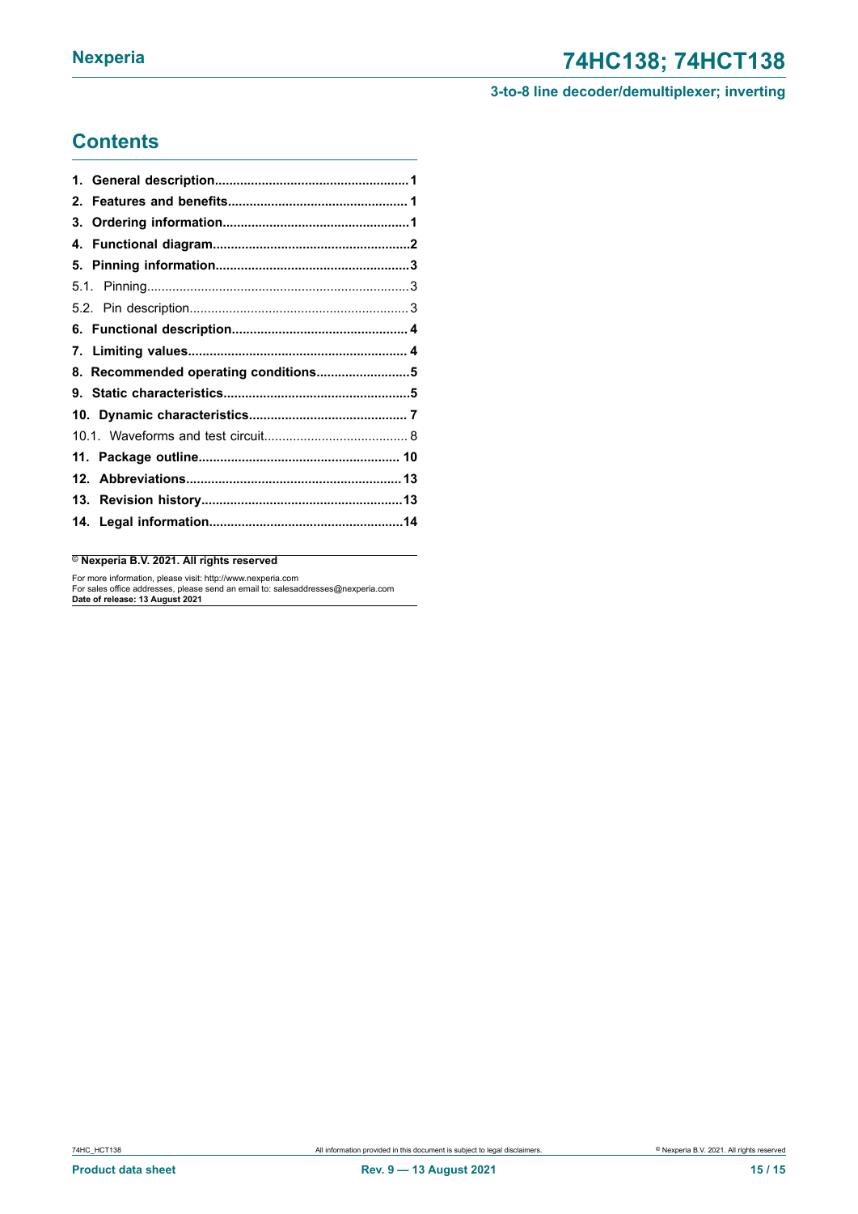## Contents

**1. General description** ... 1
**2. Features and benefits** ... 1
**3. Ordering information** ... 1
**4. Functional diagram** ... 2
**5. Pinning information** ... 3
5.1. Pinning ... 3
5.2. Pin description ... 3
**6. Functional description** ... 4
**7. Limiting values** ... 4
**8. Recommended operating conditions** ... 5
**9. Static characteristics** ... 5
**10. Dynamic characteristics** ... 7
10.1. Waveforms and test circuit ... 8
**11. Package outline** ... 10
**12. Abbreviations** ... 13
**13. Revision history** ... 13
**14. Legal information** ... 14

**© Nexperia B.V. 2021. All rights reserved**

For more information, please visit: http://www.nexperia.com
For sales office addresses, please send an email to: salesaddresses@nexperia.com
**Date of release: 13 August 2021**